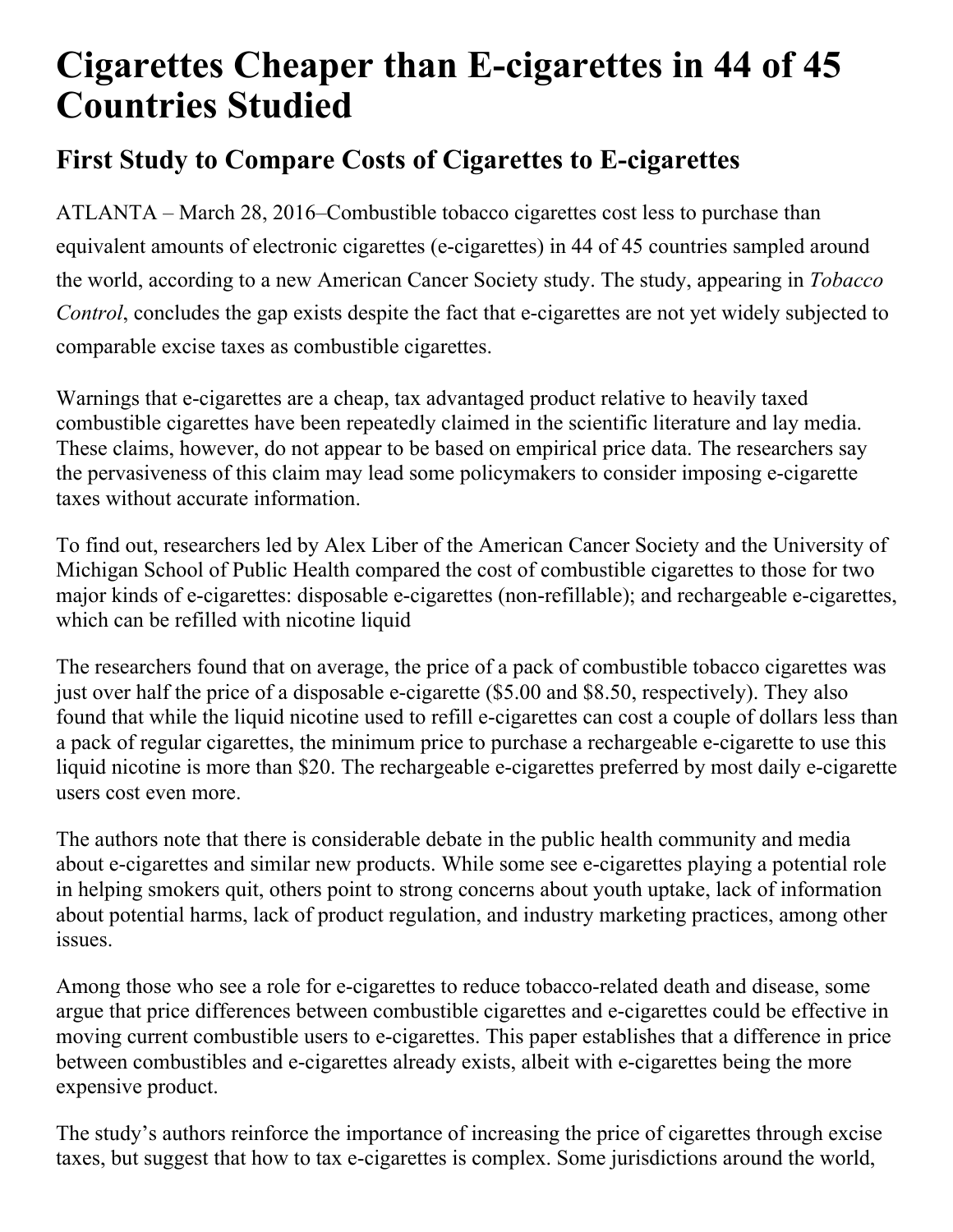# Cigarettes Cheaper than E-cigarettes in 44 of 45 Countries Studied

## First Study to Compare Costs of Cigarettes to E-cigarettes

ATLANTA – March 28, 2016–Combustible tobacco cigarettes cost less to purchase than equivalent amounts of electronic cigarettes (e-cigarettes) in 44 of 45 countries sampled around the world, according to a new American Cancer Society study. The study, appearing in *Tobacco Control*, concludes the gap exists despite the fact that e-cigarettes are not yet widely subjected to comparable excise taxes as combustible cigarettes.

Warnings that e-cigarettes are a cheap, tax advantaged product relative to heavily taxed combustible cigarettes have been repeatedly claimed in the scientific literature and lay media. These claims, however, do not appear to be based on empirical price data. The researchers say the pervasiveness of this claim may lead some policymakers to consider imposing e-cigarette taxes without accurate information.

To find out, researchers led by Alex Liber of the American Cancer Society and the University of Michigan School of Public Health compared the cost of combustible cigarettes to those for two major kinds of e-cigarettes: disposable e-cigarettes (non-refillable); and rechargeable e-cigarettes, which can be refilled with nicotine liquid

The researchers found that on average, the price of a pack of combustible tobacco cigarettes was just over half the price of a disposable e-cigarette ($5.00 and $8.50, respectively). They also found that while the liquid nicotine used to refill e-cigarettes can cost a couple of dollars less than a pack of regular cigarettes, the minimum price to purchase a rechargeable e-cigarette to use this liquid nicotine is more than $20. The rechargeable e-cigarettes preferred by most daily e-cigarette users cost even more.

The authors note that there is considerable debate in the public health community and media about e-cigarettes and similar new products. While some see e-cigarettes playing a potential role in helping smokers quit, others point to strong concerns about youth uptake, lack of information about potential harms, lack of product regulation, and industry marketing practices, among other issues.

Among those who see a role for e-cigarettes to reduce tobacco-related death and disease, some argue that price differences between combustible cigarettes and e-cigarettes could be effective in moving current combustible users to e-cigarettes. This paper establishes that a difference in price between combustibles and e-cigarettes already exists, albeit with e-cigarettes being the more expensive product.

The study's authors reinforce the importance of increasing the price of cigarettes through excise taxes, but suggest that how to tax e-cigarettes is complex. Some jurisdictions around the world,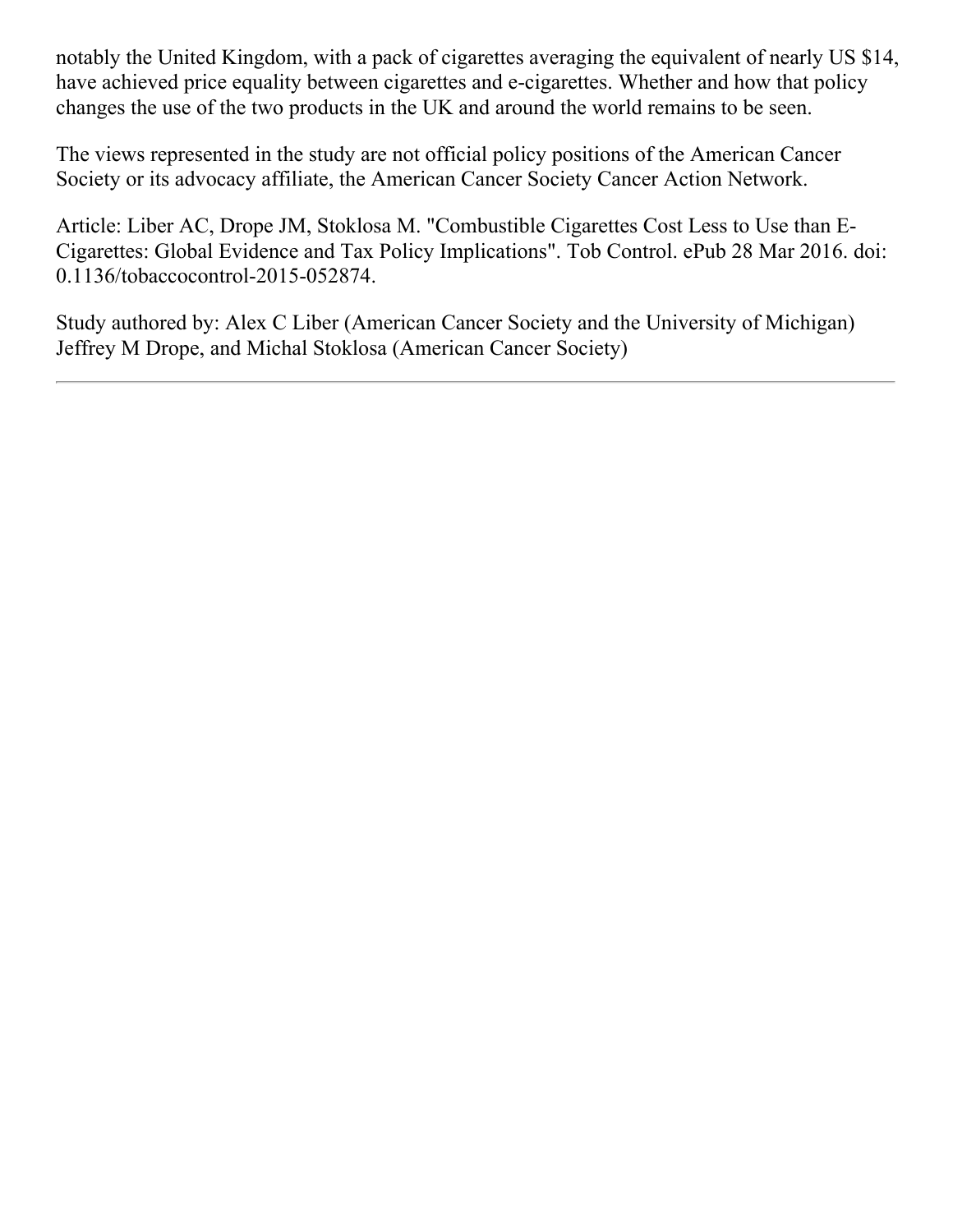notably the United Kingdom, with a pack of cigarettes averaging the equivalent of nearly US $14, have achieved price equality between cigarettes and e-cigarettes. Whether and how that policy changes the use of the two products in the UK and around the world remains to be seen.

The views represented in the study are not official policy positions of the American Cancer Society or its advocacy affiliate, the American Cancer Society Cancer Action Network.

Article: Liber AC, Drope JM, Stoklosa M. "Combustible Cigarettes Cost Less to Use than E-Cigarettes: Global Evidence and Tax Policy Implications". Tob Control. ePub 28 Mar 2016. doi: 0.1136/tobaccocontrol-2015-052874.

Study authored by: Alex C Liber (American Cancer Society and the University of Michigan) Jeffrey M Drope, and Michal Stoklosa (American Cancer Society)

---